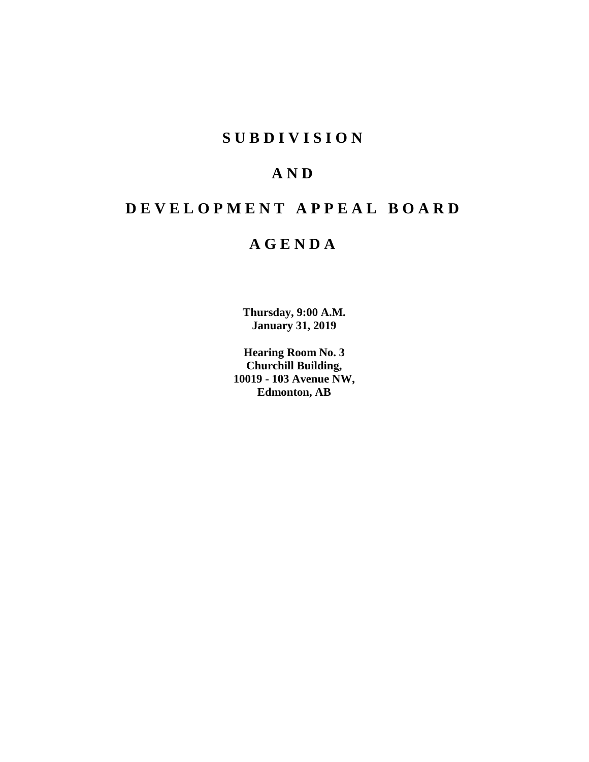# S U B D I V I S I O N

# A N D

# D E V E L O P M E N T   A P P E A L   B O A R D

# A G E N D A

**Thursday, 9:00 A.M.**
**January 31, 2019**

**Hearing Room No. 3**
**Churchill Building,**
**10019 - 103 Avenue NW,**
**Edmonton, AB**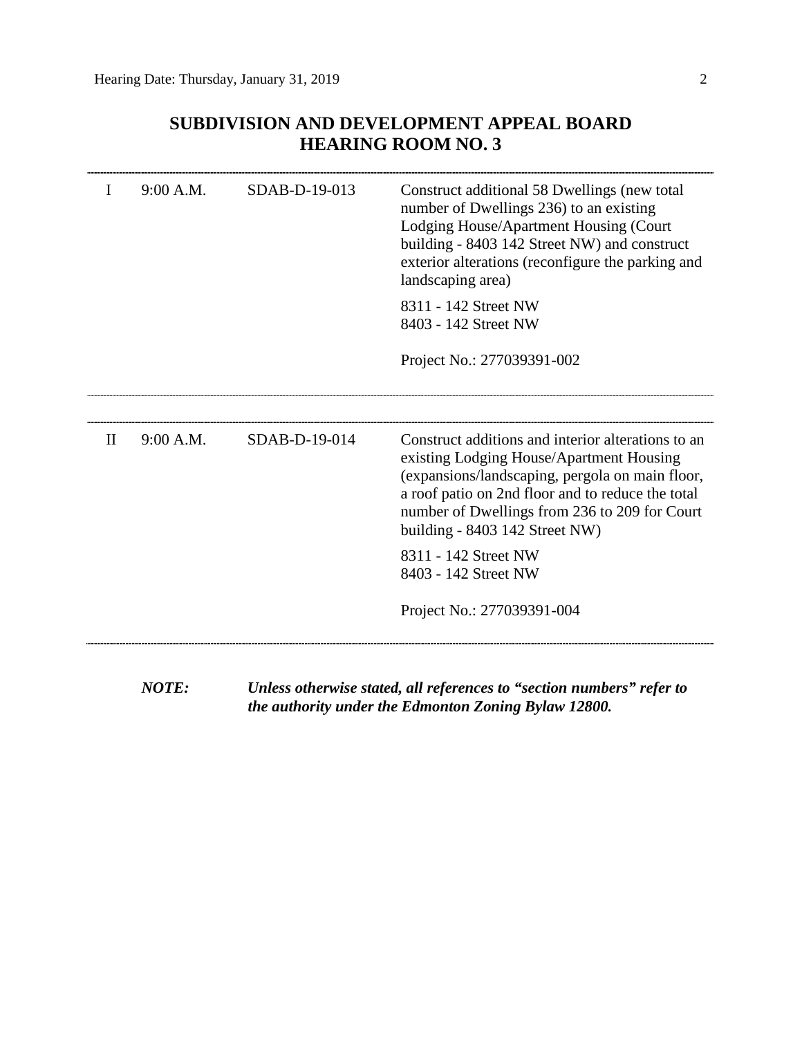## SUBDIVISION AND DEVELOPMENT APPEAL BOARD
## HEARING ROOM NO. 3

| | | | |
|---|---|---|---|
| I | 9:00 A.M. | SDAB-D-19-013 | Construct additional 58 Dwellings (new total number of Dwellings 236) to an existing Lodging House/Apartment Housing (Court building - 8403 142 Street NW) and construct exterior alterations (reconfigure the parking and landscaping area)<br><br>8311 - 142 Street NW<br>8403 - 142 Street NW<br><br>Project No.: 277039391-002 |
| II | 9:00 A.M. | SDAB-D-19-014 | Construct additions and interior alterations to an existing Lodging House/Apartment Housing (expansions/landscaping, pergola on main floor, a roof patio on 2nd floor and to reduce the total number of Dwellings from 236 to 209 for Court building - 8403 142 Street NW)<br><br>8311 - 142 Street NW<br>8403 - 142 Street NW<br><br>Project No.: 277039391-004 |

***NOTE:*** ***Unless otherwise stated, all references to "section numbers" refer to the authority under the Edmonton Zoning Bylaw 12800.***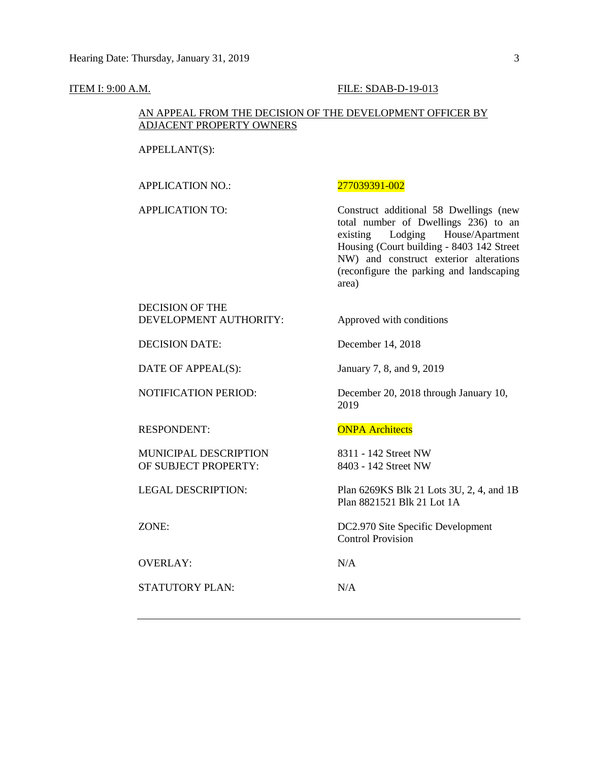ITEM I: 9:00 A.M. FILE: SDAB-D-19-013

AN APPEAL FROM THE DECISION OF THE DEVELOPMENT OFFICER BY ADJACENT PROPERTY OWNERS

| | |
|---|---|
| APPELLANT(S): | |
| APPLICATION NO.: | 277039391-002 |
| APPLICATION TO: | Construct additional 58 Dwellings (new total number of Dwellings 236) to an existing Lodging House/Apartment Housing (Court building - 8403 142 Street NW) and construct exterior alterations (reconfigure the parking and landscaping area) |
| DECISION OF THE DEVELOPMENT AUTHORITY: | Approved with conditions |
| DECISION DATE: | December 14, 2018 |
| DATE OF APPEAL(S): | January 7, 8, and 9, 2019 |
| NOTIFICATION PERIOD: | December 20, 2018 through January 10, 2019 |
| RESPONDENT: | ONPA Architects |
| MUNICIPAL DESCRIPTION OF SUBJECT PROPERTY: | 8311 - 142 Street NW<br>8403 - 142 Street NW |
| LEGAL DESCRIPTION: | Plan 6269KS Blk 21 Lots 3U, 2, 4, and 1B<br>Plan 8821521 Blk 21 Lot 1A |
| ZONE: | DC2.970 Site Specific Development Control Provision |
| OVERLAY: | N/A |
| STATUTORY PLAN: | N/A |

---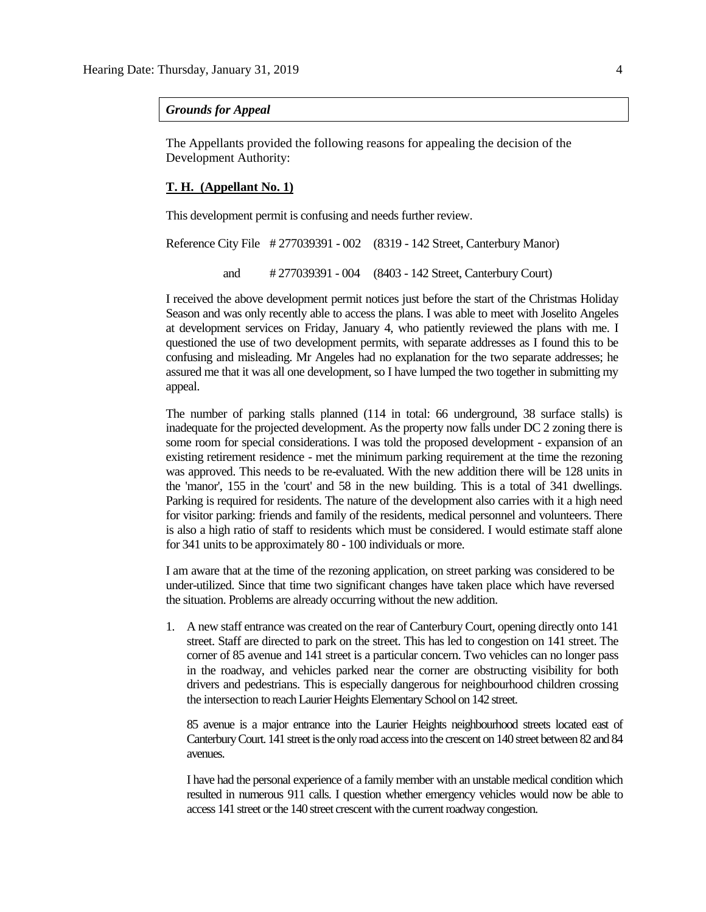***Grounds for Appeal***

The Appellants provided the following reasons for appealing the decision of the Development Authority:

**T. H. (Appellant No. 1)**

This development permit is confusing and needs further review.

Reference City File # 277039391 - 002 (8319 - 142 Street, Canterbury Manor)

and # 277039391 - 004 (8403 - 142 Street, Canterbury Court)

I received the above development permit notices just before the start of the Christmas Holiday Season and was only recently able to access the plans. I was able to meet with Joselito Angeles at development services on Friday, January 4, who patiently reviewed the plans with me. I questioned the use of two development permits, with separate addresses as I found this to be confusing and misleading. Mr Angeles had no explanation for the two separate addresses; he assured me that it was all one development, so I have lumped the two together in submitting my appeal.

The number of parking stalls planned (114 in total: 66 underground, 38 surface stalls) is inadequate for the projected development. As the property now falls under DC 2 zoning there is some room for special considerations. I was told the proposed development - expansion of an existing retirement residence - met the minimum parking requirement at the time the rezoning was approved. This needs to be re-evaluated. With the new addition there will be 128 units in the 'manor', 155 in the 'court' and 58 in the new building. This is a total of 341 dwellings. Parking is required for residents. The nature of the development also carries with it a high need for visitor parking: friends and family of the residents, medical personnel and volunteers. There is also a high ratio of staff to residents which must be considered. I would estimate staff alone for 341 units to be approximately 80 - 100 individuals or more.

I am aware that at the time of the rezoning application, on street parking was considered to be under-utilized. Since that time two significant changes have taken place which have reversed the situation. Problems are already occurring without the new addition.

1. A new staff entrance was created on the rear of Canterbury Court, opening directly onto 141 street. Staff are directed to park on the street. This has led to congestion on 141 street. The corner of 85 avenue and 141 street is a particular concern. Two vehicles can no longer pass in the roadway, and vehicles parked near the corner are obstructing visibility for both drivers and pedestrians. This is especially dangerous for neighbourhood children crossing the intersection to reach Laurier Heights Elementary School on 142 street.

   85 avenue is a major entrance into the Laurier Heights neighbourhood streets located east of Canterbury Court. 141 street is the only road access into the crescent on 140 street between 82 and 84 avenues.

   I have had the personal experience of a family member with an unstable medical condition which resulted in numerous 911 calls. I question whether emergency vehicles would now be able to access 141 street or the 140 street crescent with the current roadway congestion.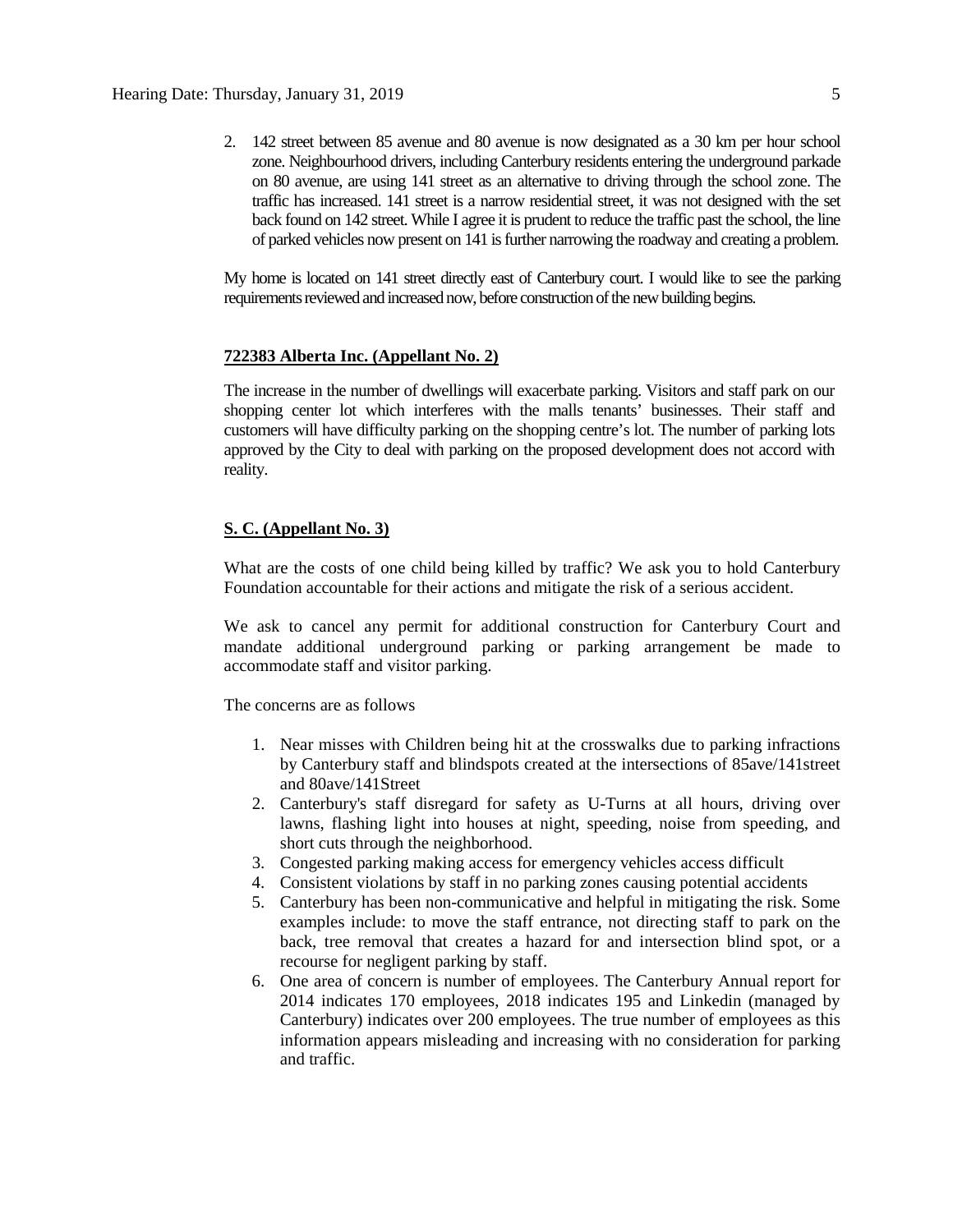2. 142 street between 85 avenue and 80 avenue is now designated as a 30 km per hour school zone. Neighbourhood drivers, including Canterbury residents entering the underground parkade on 80 avenue, are using 141 street as an alternative to driving through the school zone. The traffic has increased. 141 street is a narrow residential street, it was not designed with the set back found on 142 street. While I agree it is prudent to reduce the traffic past the school, the line of parked vehicles now present on 141 is further narrowing the roadway and creating a problem.

My home is located on 141 street directly east of Canterbury court. I would like to see the parking requirements reviewed and increased now, before construction of the new building begins.

**722383 Alberta Inc. (Appellant No. 2)**

The increase in the number of dwellings will exacerbate parking. Visitors and staff park on our shopping center lot which interferes with the malls tenants' businesses. Their staff and customers will have difficulty parking on the shopping centre's lot. The number of parking lots approved by the City to deal with parking on the proposed development does not accord with reality.

**S. C. (Appellant No. 3)**

What are the costs of one child being killed by traffic? We ask you to hold Canterbury Foundation accountable for their actions and mitigate the risk of a serious accident.

We ask to cancel any permit for additional construction for Canterbury Court and mandate additional underground parking or parking arrangement be made to accommodate staff and visitor parking.

The concerns are as follows

1. Near misses with Children being hit at the crosswalks due to parking infractions by Canterbury staff and blindspots created at the intersections of 85ave/141street and 80ave/141Street
2. Canterbury's staff disregard for safety as U-Turns at all hours, driving over lawns, flashing light into houses at night, speeding, noise from speeding, and short cuts through the neighborhood.
3. Congested parking making access for emergency vehicles access difficult
4. Consistent violations by staff in no parking zones causing potential accidents
5. Canterbury has been non-communicative and helpful in mitigating the risk. Some examples include: to move the staff entrance, not directing staff to park on the back, tree removal that creates a hazard for and intersection blind spot, or a recourse for negligent parking by staff.
6. One area of concern is number of employees. The Canterbury Annual report for 2014 indicates 170 employees, 2018 indicates 195 and Linkedin (managed by Canterbury) indicates over 200 employees. The true number of employees as this information appears misleading and increasing with no consideration for parking and traffic.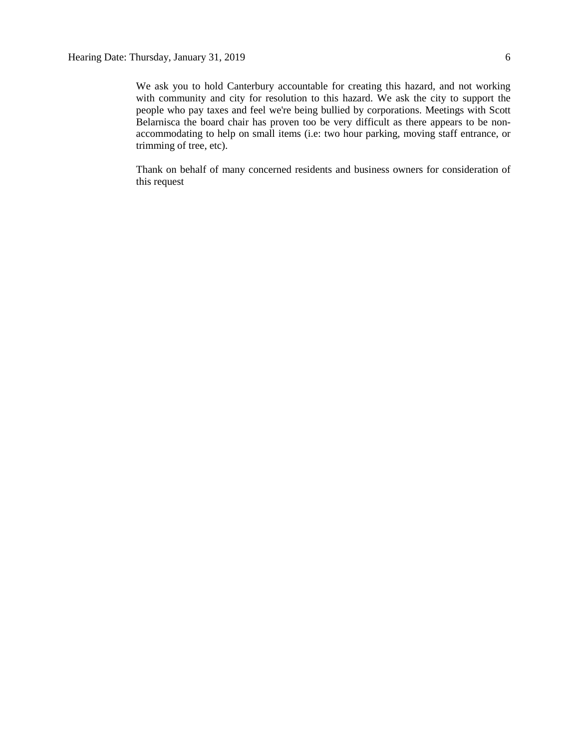We ask you to hold Canterbury accountable for creating this hazard, and not working with community and city for resolution to this hazard. We ask the city to support the people who pay taxes and feel we're being bullied by corporations. Meetings with Scott Belarnisca the board chair has proven too be very difficult as there appears to be non-accommodating to help on small items (i.e: two hour parking, moving staff entrance, or trimming of tree, etc).

Thank on behalf of many concerned residents and business owners for consideration of this request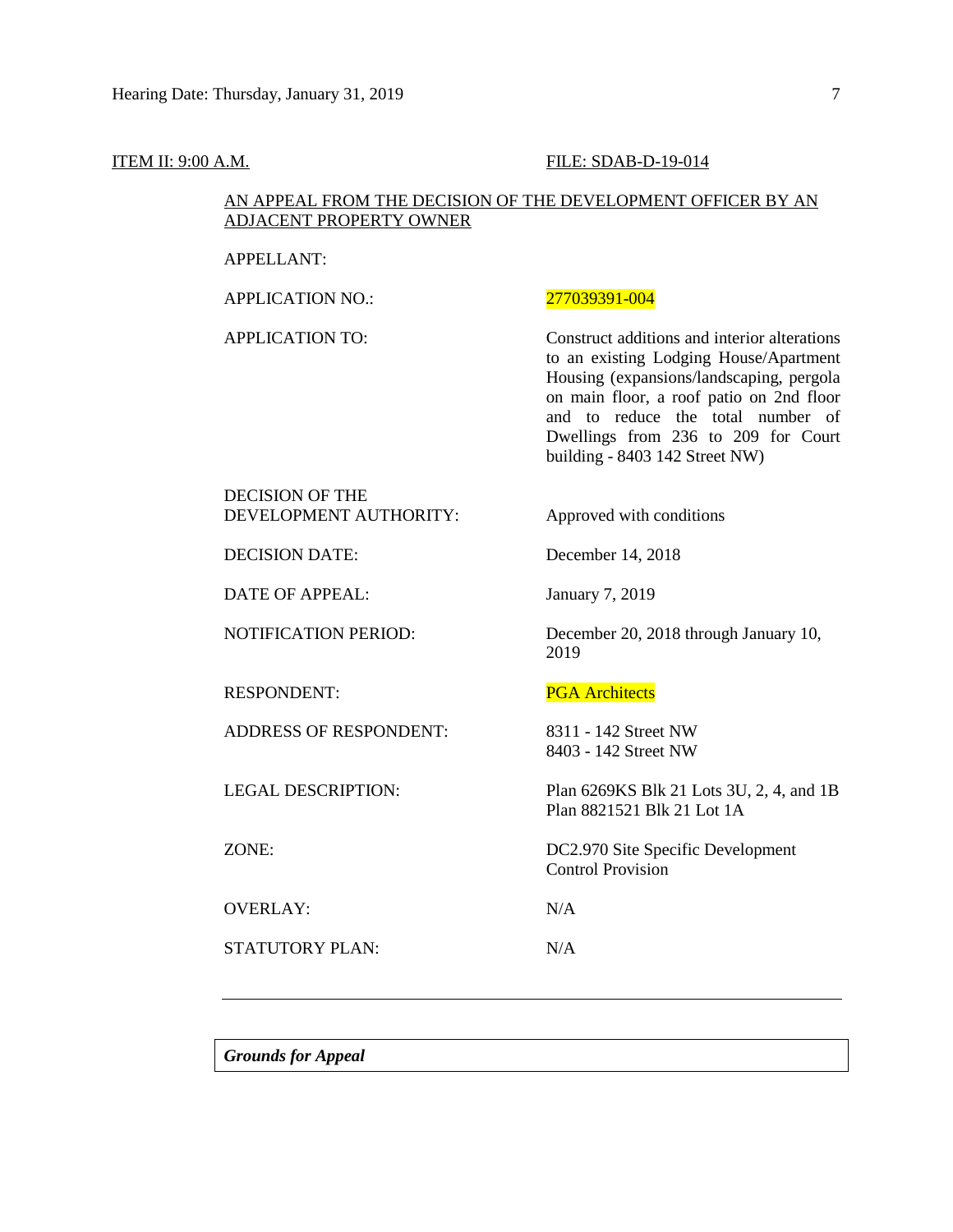ITEM II: 9:00 A.M. FILE: SDAB-D-19-014

AN APPEAL FROM THE DECISION OF THE DEVELOPMENT OFFICER BY AN ADJACENT PROPERTY OWNER

| | |
|---|---|
| APPELLANT: | |
| APPLICATION NO.: | 277039391-004 |
| APPLICATION TO: | Construct additions and interior alterations to an existing Lodging House/Apartment Housing (expansions/landscaping, pergola on main floor, a roof patio on 2nd floor and to reduce the total number of Dwellings from 236 to 209 for Court building - 8403 142 Street NW) |
| DECISION OF THE DEVELOPMENT AUTHORITY: | Approved with conditions |
| DECISION DATE: | December 14, 2018 |
| DATE OF APPEAL: | January 7, 2019 |
| NOTIFICATION PERIOD: | December 20, 2018 through January 10, 2019 |
| RESPONDENT: | PGA Architects |
| ADDRESS OF RESPONDENT: | 8311 - 142 Street NW<br>8403 - 142 Street NW |
| LEGAL DESCRIPTION: | Plan 6269KS Blk 21 Lots 3U, 2, 4, and 1B<br>Plan 8821521 Blk 21 Lot 1A |
| ZONE: | DC2.970 Site Specific Development Control Provision |
| OVERLAY: | N/A |
| STATUTORY PLAN: | N/A |

---

***Grounds for Appeal***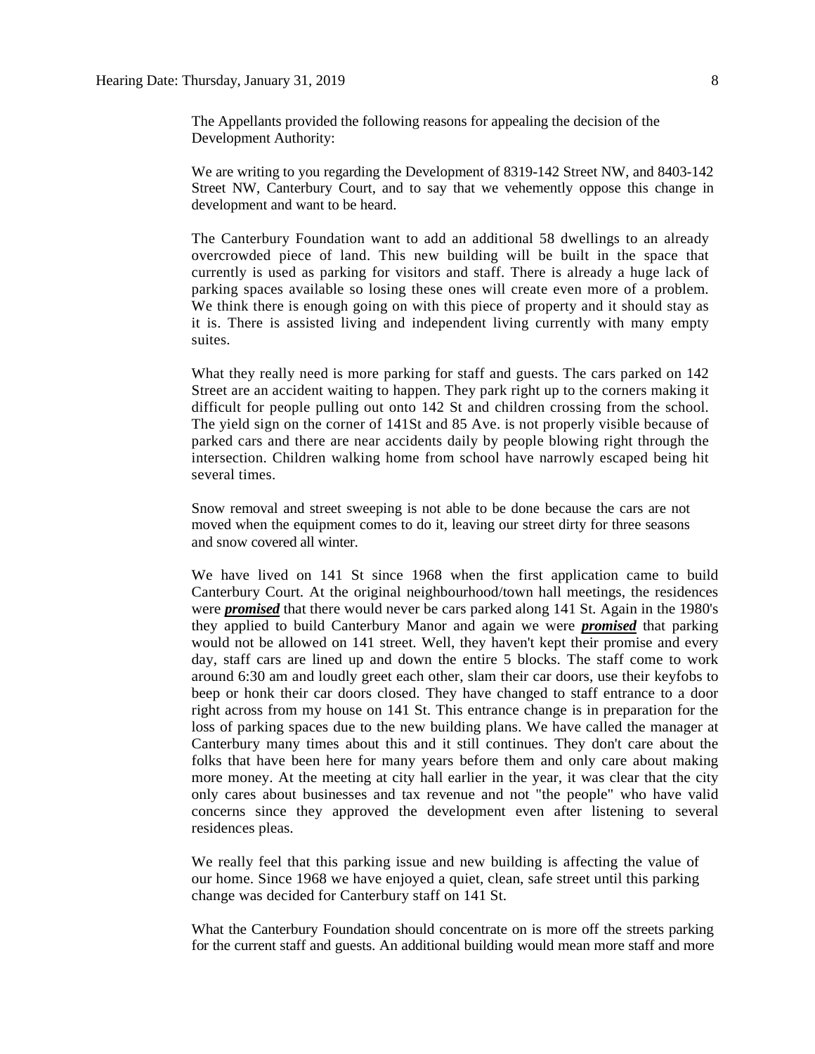The Appellants provided the following reasons for appealing the decision of the Development Authority:

We are writing to you regarding the Development of 8319-142 Street NW, and 8403-142 Street NW, Canterbury Court, and to say that we vehemently oppose this change in development and want to be heard.

The Canterbury Foundation want to add an additional 58 dwellings to an already overcrowded piece of land. This new building will be built in the space that currently is used as parking for visitors and staff. There is already a huge lack of parking spaces available so losing these ones will create even more of a problem. We think there is enough going on with this piece of property and it should stay as it is. There is assisted living and independent living currently with many empty suites.

What they really need is more parking for staff and guests. The cars parked on 142 Street are an accident waiting to happen. They park right up to the corners making it difficult for people pulling out onto 142 St and children crossing from the school. The yield sign on the corner of 141St and 85 Ave. is not properly visible because of parked cars and there are near accidents daily by people blowing right through the intersection. Children walking home from school have narrowly escaped being hit several times.

Snow removal and street sweeping is not able to be done because the cars are not moved when the equipment comes to do it, leaving our street dirty for three seasons and snow covered all winter.

We have lived on 141 St since 1968 when the first application came to build Canterbury Court. At the original neighbourhood/town hall meetings, the residences were ***promised*** that there would never be cars parked along 141 St. Again in the 1980's they applied to build Canterbury Manor and again we were ***promised*** that parking would not be allowed on 141 street. Well, they haven't kept their promise and every day, staff cars are lined up and down the entire 5 blocks. The staff come to work around 6:30 am and loudly greet each other, slam their car doors, use their keyfobs to beep or honk their car doors closed. They have changed to staff entrance to a door right across from my house on 141 St. This entrance change is in preparation for the loss of parking spaces due to the new building plans. We have called the manager at Canterbury many times about this and it still continues. They don't care about the folks that have been here for many years before them and only care about making more money. At the meeting at city hall earlier in the year, it was clear that the city only cares about businesses and tax revenue and not "the people" who have valid concerns since they approved the development even after listening to several residences pleas.

We really feel that this parking issue and new building is affecting the value of our home. Since 1968 we have enjoyed a quiet, clean, safe street until this parking change was decided for Canterbury staff on 141 St.

What the Canterbury Foundation should concentrate on is more off the streets parking for the current staff and guests. An additional building would mean more staff and more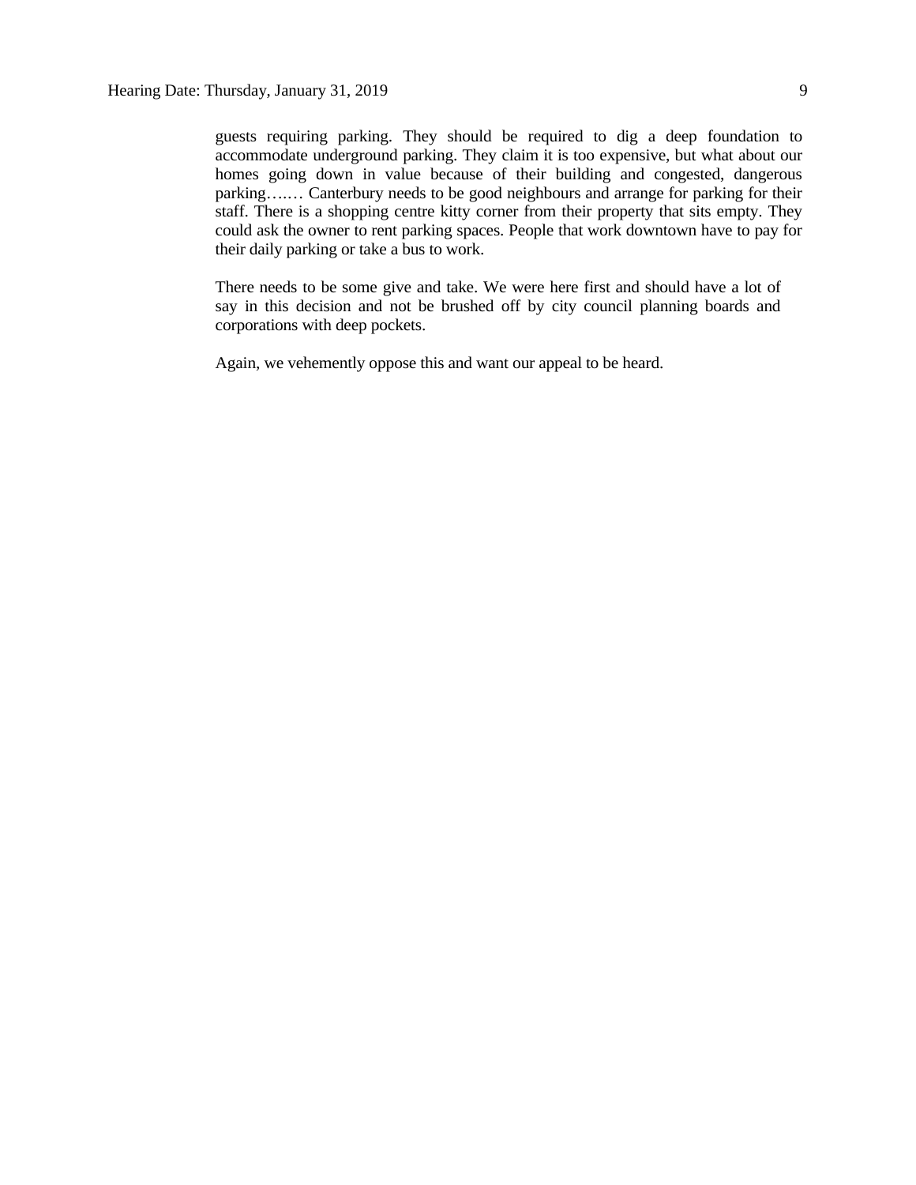guests requiring parking. They should be required to dig a deep foundation to accommodate underground parking. They claim it is too expensive, but what about our homes going down in value because of their building and congested, dangerous parking…..… Canterbury needs to be good neighbours and arrange for parking for their staff. There is a shopping centre kitty corner from their property that sits empty. They could ask the owner to rent parking spaces. People that work downtown have to pay for their daily parking or take a bus to work.

There needs to be some give and take. We were here first and should have a lot of say in this decision and not be brushed off by city council planning boards and corporations with deep pockets.

Again, we vehemently oppose this and want our appeal to be heard.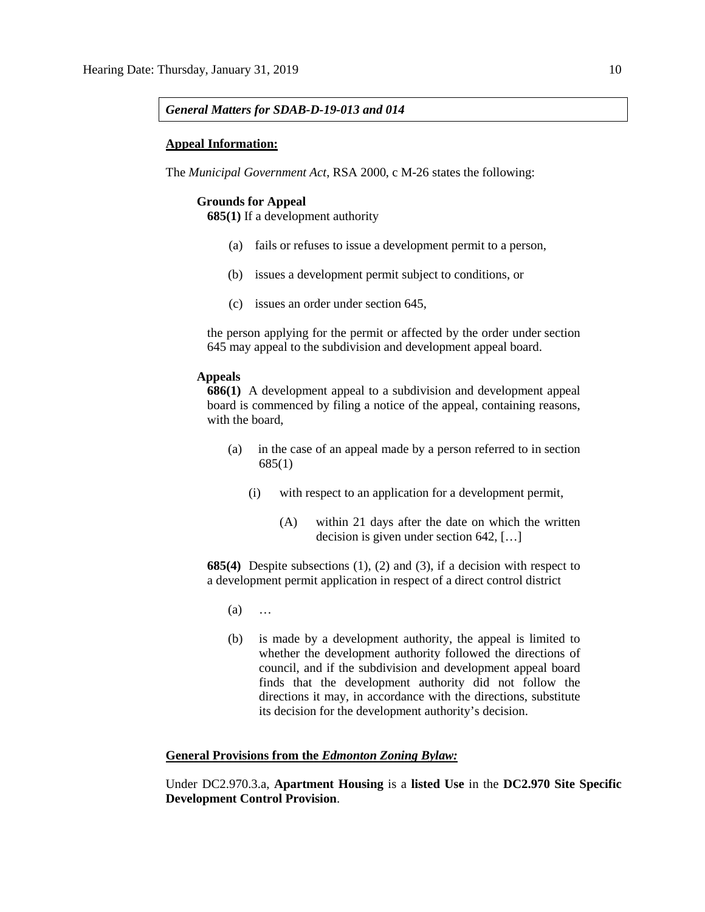***General Matters for SDAB-D-19-013 and 014***

**Appeal Information:**

The *Municipal Government Act*, RSA 2000, c M-26 states the following:

**Grounds for Appeal**

**685(1)** If a development authority

(a) fails or refuses to issue a development permit to a person,

(b) issues a development permit subject to conditions, or

(c) issues an order under section 645,

the person applying for the permit or affected by the order under section 645 may appeal to the subdivision and development appeal board.

**Appeals**

**686(1)** A development appeal to a subdivision and development appeal board is commenced by filing a notice of the appeal, containing reasons, with the board,

(a) in the case of an appeal made by a person referred to in section 685(1)

(i) with respect to an application for a development permit,

(A) within 21 days after the date on which the written decision is given under section 642, […]

**685(4)** Despite subsections (1), (2) and (3), if a decision with respect to a development permit application in respect of a direct control district

(a) …

(b) is made by a development authority, the appeal is limited to whether the development authority followed the directions of council, and if the subdivision and development appeal board finds that the development authority did not follow the directions it may, in accordance with the directions, substitute its decision for the development authority's decision.

**General Provisions from the *Edmonton Zoning Bylaw:***

Under DC2.970.3.a, **Apartment Housing** is a **listed Use** in the **DC2.970 Site Specific Development Control Provision**.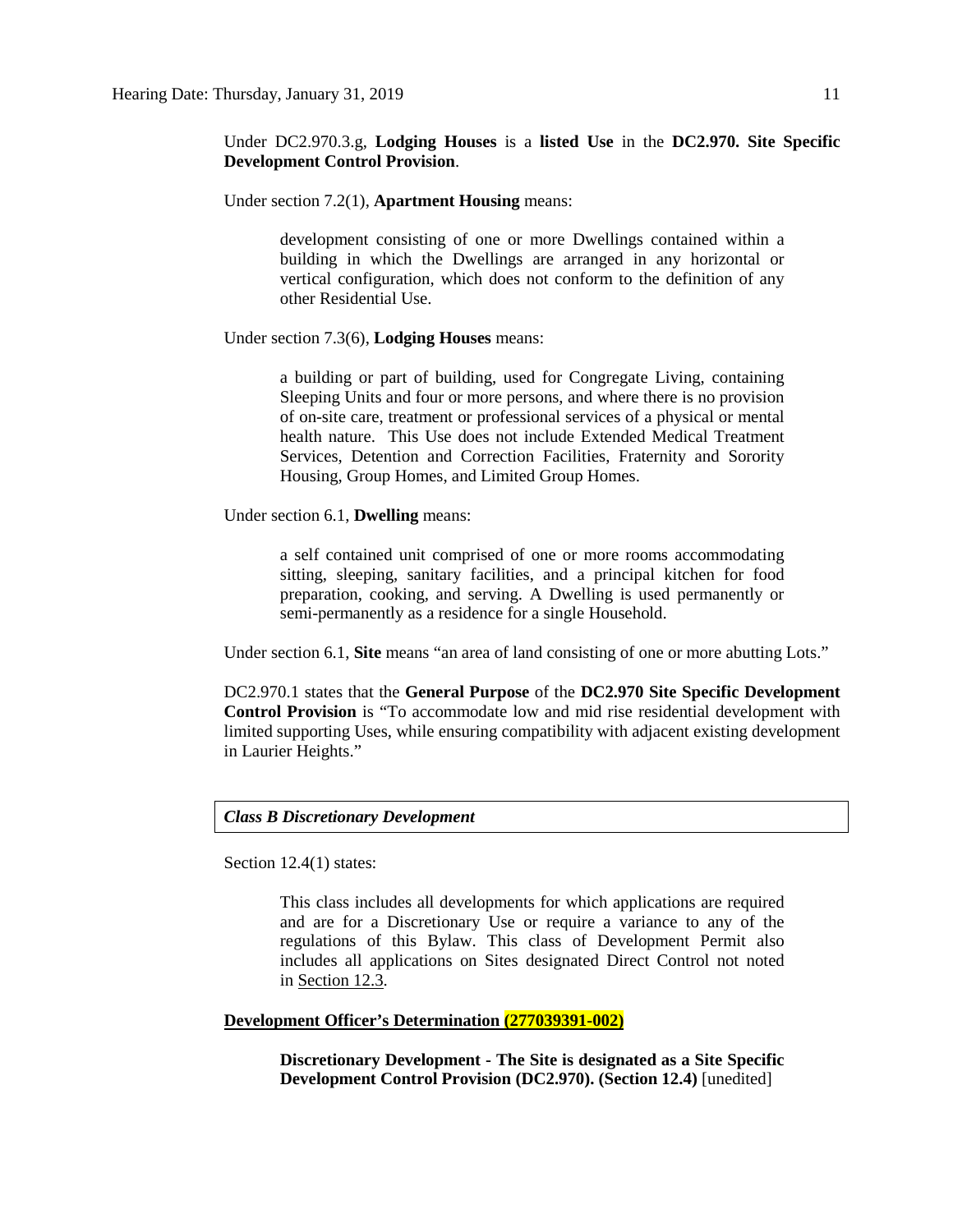Under DC2.970.3.g, **Lodging Houses** is a **listed Use** in the **DC2.970. Site Specific Development Control Provision**.

Under section 7.2(1), **Apartment Housing** means:

> development consisting of one or more Dwellings contained within a building in which the Dwellings are arranged in any horizontal or vertical configuration, which does not conform to the definition of any other Residential Use.

Under section 7.3(6), **Lodging Houses** means:

> a building or part of building, used for Congregate Living, containing Sleeping Units and four or more persons, and where there is no provision of on-site care, treatment or professional services of a physical or mental health nature. This Use does not include Extended Medical Treatment Services, Detention and Correction Facilities, Fraternity and Sorority Housing, Group Homes, and Limited Group Homes.

Under section 6.1, **Dwelling** means:

> a self contained unit comprised of one or more rooms accommodating sitting, sleeping, sanitary facilities, and a principal kitchen for food preparation, cooking, and serving. A Dwelling is used permanently or semi-permanently as a residence for a single Household.

Under section 6.1, **Site** means "an area of land consisting of one or more abutting Lots."

DC2.970.1 states that the **General Purpose** of the **DC2.970 Site Specific Development Control Provision** is "To accommodate low and mid rise residential development with limited supporting Uses, while ensuring compatibility with adjacent existing development in Laurier Heights."

***Class B Discretionary Development***

Section 12.4(1) states:

> This class includes all developments for which applications are required and are for a Discretionary Use or require a variance to any of the regulations of this Bylaw. This class of Development Permit also includes all applications on Sites designated Direct Control not noted in Section 12.3.

**Development Officer's Determination (277039391-002)**

> **Discretionary Development - The Site is designated as a Site Specific Development Control Provision (DC2.970). (Section 12.4)** [unedited]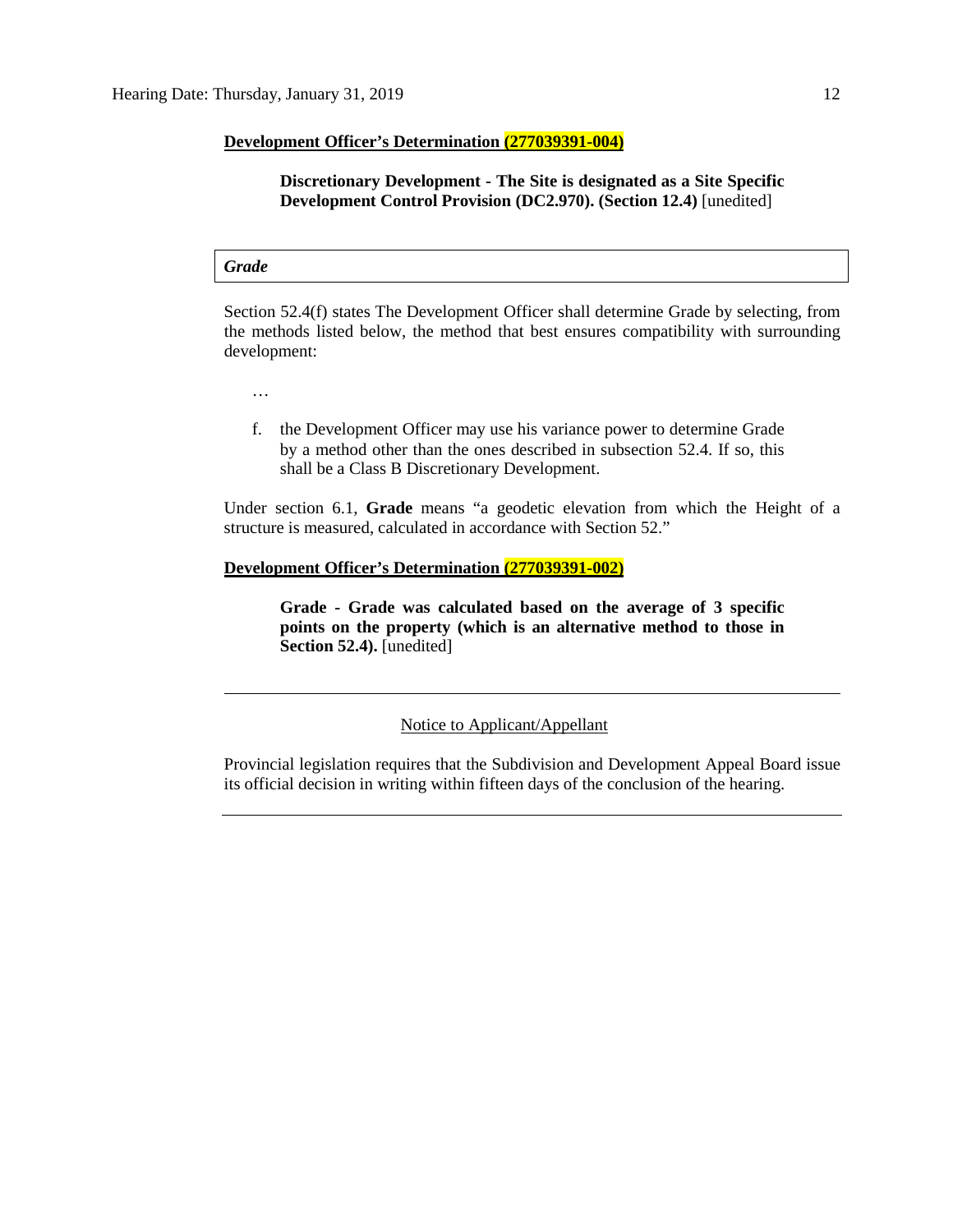**Development Officer's Determination (277039391-004)**

> **Discretionary Development - The Site is designated as a Site Specific Development Control Provision (DC2.970). (Section 12.4)** [unedited]

| *Grade* |
|---|

Section 52.4(f) states The Development Officer shall determine Grade by selecting, from the methods listed below, the method that best ensures compatibility with surrounding development:

…

f. the Development Officer may use his variance power to determine Grade by a method other than the ones described in subsection 52.4. If so, this shall be a Class B Discretionary Development.

Under section 6.1, **Grade** means "a geodetic elevation from which the Height of a structure is measured, calculated in accordance with Section 52."

**Development Officer's Determination (277039391-002)**

> **Grade - Grade was calculated based on the average of 3 specific points on the property (which is an alternative method to those in Section 52.4).** [unedited]

---

Notice to Applicant/Appellant

Provincial legislation requires that the Subdivision and Development Appeal Board issue its official decision in writing within fifteen days of the conclusion of the hearing.

---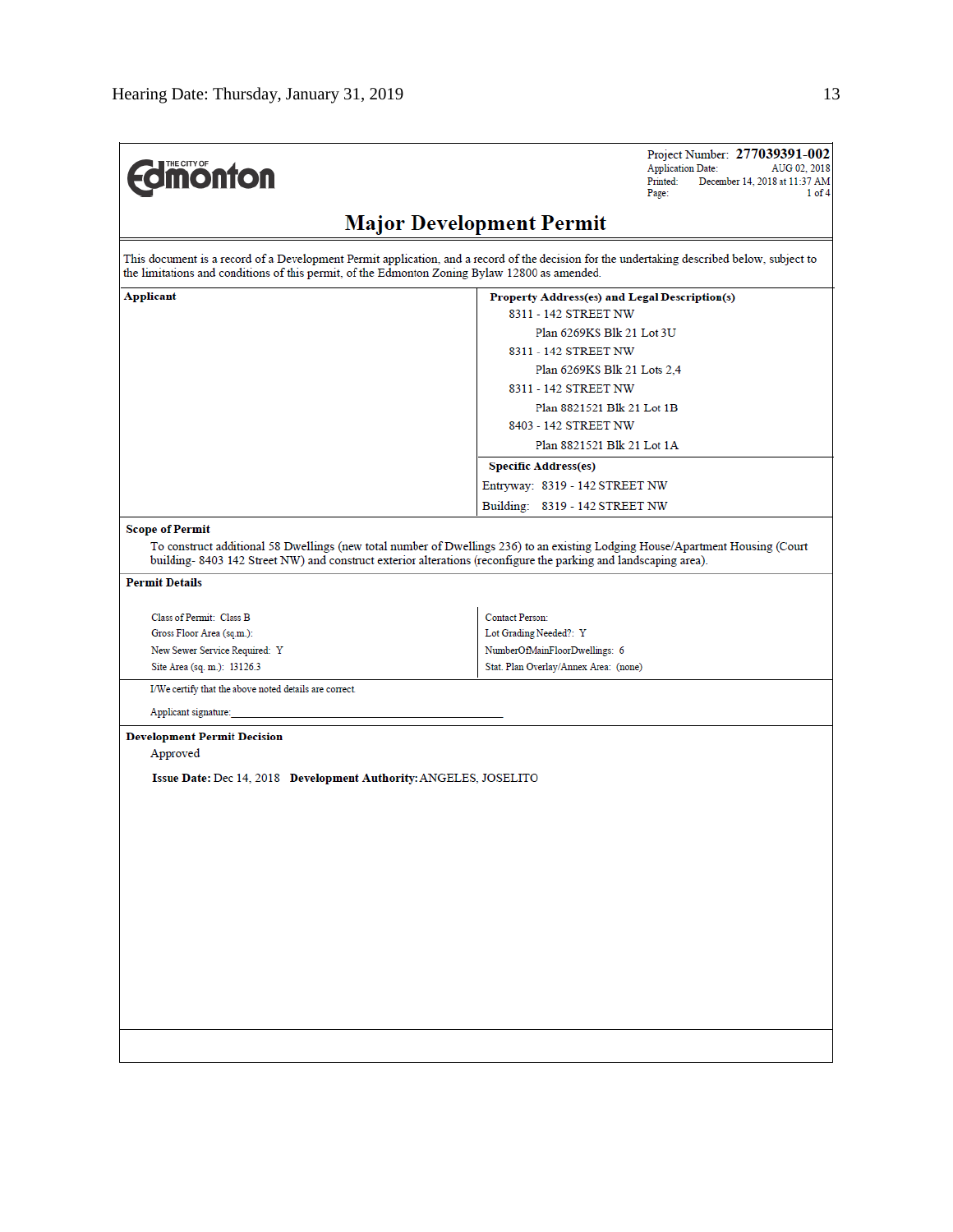THE CITY OF **Edmonton**

Project Number: **277039391-002**
Application Date: AUG 02, 2018
Printed: December 14, 2018 at 11:37 AM
Page: 1 of 4

# Major Development Permit

This document is a record of a Development Permit application, and a record of the decision for the undertaking described below, subject to the limitations and conditions of this permit, of the Edmonton Zoning Bylaw 12800 as amended.

| **Applicant** | **Property Address(es) and Legal Description(s)** |
|---|---|
| | 8311 - 142 STREET NW<br>Plan 6269KS Blk 21 Lot 3U<br>8311 - 142 STREET NW<br>Plan 6269KS Blk 21 Lots 2,4<br>8311 - 142 STREET NW<br>Plan 8821521 Blk 21 Lot 1B<br>8403 - 142 STREET NW<br>Plan 8821521 Blk 21 Lot 1A |
| | **Specific Address(es)**<br>Entryway: 8319 - 142 STREET NW<br>Building: 8319 - 142 STREET NW |

**Scope of Permit**

To construct additional 58 Dwellings (new total number of Dwellings 236) to an existing Lodging House/Apartment Housing (Court building- 8403 142 Street NW) and construct exterior alterations (reconfigure the parking and landscaping area).

**Permit Details**

| | |
|---|---|
| Class of Permit: Class B | Contact Person: |
| Gross Floor Area (sq.m.): | Lot Grading Needed?: Y |
| New Sewer Service Required: Y | NumberOfMainFloorDwellings: 6 |
| Site Area (sq. m.): 13126.3 | Stat. Plan Overlay/Annex Area: (none) |

I/We certify that the above noted details are correct.

Applicant signature:____________________________________________

**Development Permit Decision**

Approved

**Issue Date:** Dec 14, 2018 **Development Authority:** ANGELES, JOSELITO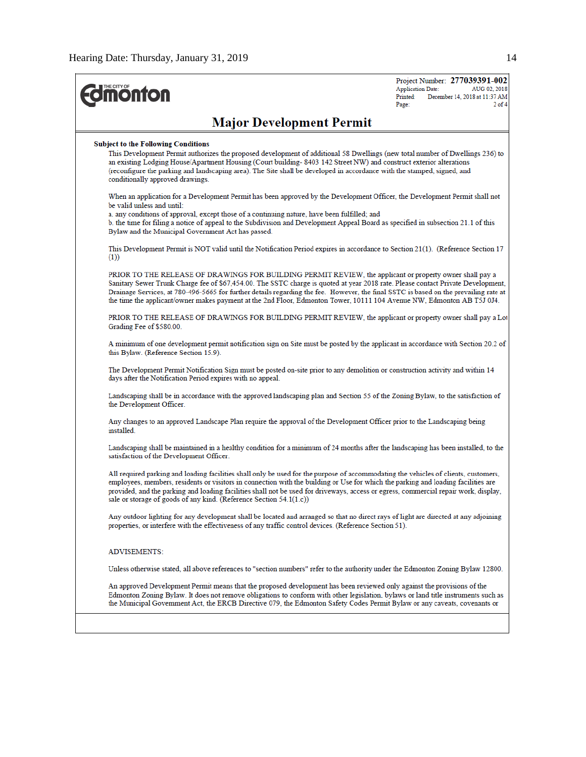Project Number: **277039391-002**
Application Date: AUG 02, 2018
Printed: December 14, 2018 at 11:37 AM
Page: 2 of 4

# Major Development Permit

**Subject to the Following Conditions**

This Development Permit authorizes the proposed development of additional 58 Dwellings (new total number of Dwellings 236) to an existing Lodging House/Apartment Housing (Court building- 8403 142 Street NW) and construct exterior alterations (reconfigure the parking and landscaping area). The Site shall be developed in accordance with the stamped, signed, and conditionally approved drawings.

When an application for a Development Permit has been approved by the Development Officer, the Development Permit shall not be valid unless and until:
a. any conditions of approval, except those of a continuing nature, have been fulfilled; and
b. the time for filing a notice of appeal to the Subdivision and Development Appeal Board as specified in subsection 21.1 of this Bylaw and the Municipal Government Act has passed.

This Development Permit is NOT valid until the Notification Period expires in accordance to Section 21(1). (Reference Section 17 (1))

PRIOR TO THE RELEASE OF DRAWINGS FOR BUILDING PERMIT REVIEW, the applicant or property owner shall pay a Sanitary Sewer Trunk Charge fee of $67,454.00. The SSTC charge is quoted at year 2018 rate. Please contact Private Development, Drainage Services, at 780-496-5665 for further details regarding the fee. However, the final SSTC is based on the prevailing rate at the time the applicant/owner makes payment at the 2nd Floor, Edmonton Tower, 10111 104 Avenue NW, Edmonton AB T5J 0J4.

PRIOR TO THE RELEASE OF DRAWINGS FOR BUILDING PERMIT REVIEW, the applicant or property owner shall pay a Lot Grading Fee of $580.00.

A minimum of one development permit notification sign on Site must be posted by the applicant in accordance with Section 20.2 of this Bylaw. (Reference Section 15.9).

The Development Permit Notification Sign must be posted on-site prior to any demolition or construction activity and within 14 days after the Notification Period expires with no appeal.

Landscaping shall be in accordance with the approved landscaping plan and Section 55 of the Zoning Bylaw, to the satisfaction of the Development Officer.

Any changes to an approved Landscape Plan require the approval of the Development Officer prior to the Landscaping being installed.

Landscaping shall be maintained in a healthy condition for a minimum of 24 months after the landscaping has been installed, to the satisfaction of the Development Officer.

All required parking and loading facilities shall only be used for the purpose of accommodating the vehicles of clients, customers, employees, members, residents or visitors in connection with the building or Use for which the parking and loading facilities are provided, and the parking and loading facilities shall not be used for driveways, access or egress, commercial repair work, display, sale or storage of goods of any kind. (Reference Section 54.1(1.c))

Any outdoor lighting for any development shall be located and arranged so that no direct rays of light are directed at any adjoining properties, or interfere with the effectiveness of any traffic control devices. (Reference Section 51).

ADVISEMENTS:

Unless otherwise stated, all above references to "section numbers" refer to the authority under the Edmonton Zoning Bylaw 12800.

An approved Development Permit means that the proposed development has been reviewed only against the provisions of the Edmonton Zoning Bylaw. It does not remove obligations to conform with other legislation, bylaws or land title instruments such as the Municipal Government Act, the ERCB Directive 079, the Edmonton Safety Codes Permit Bylaw or any caveats, covenants or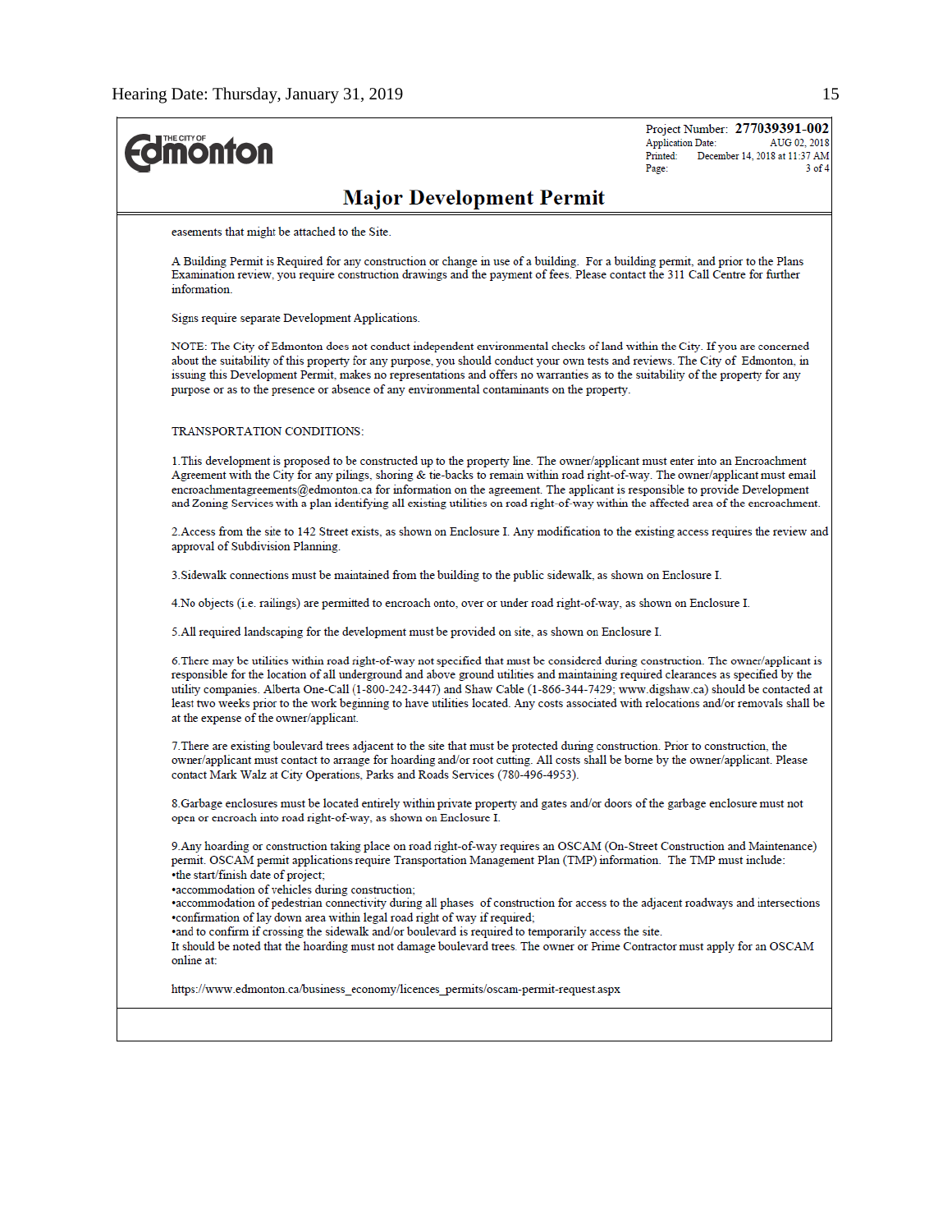Project Number: **277039391-002**
Application Date: AUG 02, 2018
Printed: December 14, 2018 at 11:37 AM
Page: 3 of 4

## Major Development Permit

easements that might be attached to the Site.

A Building Permit is Required for any construction or change in use of a building. For a building permit, and prior to the Plans Examination review, you require construction drawings and the payment of fees. Please contact the 311 Call Centre for further information.

Signs require separate Development Applications.

NOTE: The City of Edmonton does not conduct independent environmental checks of land within the City. If you are concerned about the suitability of this property for any purpose, you should conduct your own tests and reviews. The City of Edmonton, in issuing this Development Permit, makes no representations and offers no warranties as to the suitability of the property for any purpose or as to the presence or absence of any environmental contaminants on the property.

TRANSPORTATION CONDITIONS:

1.This development is proposed to be constructed up to the property line. The owner/applicant must enter into an Encroachment Agreement with the City for any pilings, shoring & tie-backs to remain within road right-of-way. The owner/applicant must email encroachmentagreements@edmonton.ca for information on the agreement. The applicant is responsible to provide Development and Zoning Services with a plan identifying all existing utilities on road right-of-way within the affected area of the encroachment.

2.Access from the site to 142 Street exists, as shown on Enclosure I. Any modification to the existing access requires the review and approval of Subdivision Planning.

3.Sidewalk connections must be maintained from the building to the public sidewalk, as shown on Enclosure I.

4.No objects (i.e. railings) are permitted to encroach onto, over or under road right-of-way, as shown on Enclosure I.

5.All required landscaping for the development must be provided on site, as shown on Enclosure I.

6.There may be utilities within road right-of-way not specified that must be considered during construction. The owner/applicant is responsible for the location of all underground and above ground utilities and maintaining required clearances as specified by the utility companies. Alberta One-Call (1-800-242-3447) and Shaw Cable (1-866-344-7429; www.digshaw.ca) should be contacted at least two weeks prior to the work beginning to have utilities located. Any costs associated with relocations and/or removals shall be at the expense of the owner/applicant.

7.There are existing boulevard trees adjacent to the site that must be protected during construction. Prior to construction, the owner/applicant must contact to arrange for hoarding and/or root cutting. All costs shall be borne by the owner/applicant. Please contact Mark Walz at City Operations, Parks and Roads Services (780-496-4953).

8.Garbage enclosures must be located entirely within private property and gates and/or doors of the garbage enclosure must not open or encroach into road right-of-way, as shown on Enclosure I.

9.Any hoarding or construction taking place on road right-of-way requires an OSCAM (On-Street Construction and Maintenance) permit. OSCAM permit applications require Transportation Management Plan (TMP) information. The TMP must include:
- the start/finish date of project;
- accommodation of vehicles during construction;
- accommodation of pedestrian connectivity during all phases of construction for access to the adjacent roadways and intersections
- confirmation of lay down area within legal road right of way if required;
- and to confirm if crossing the sidewalk and/or boulevard is required to temporarily access the site.

It should be noted that the hoarding must not damage boulevard trees. The owner or Prime Contractor must apply for an OSCAM online at:

https://www.edmonton.ca/business_economy/licences_permits/oscam-permit-request.aspx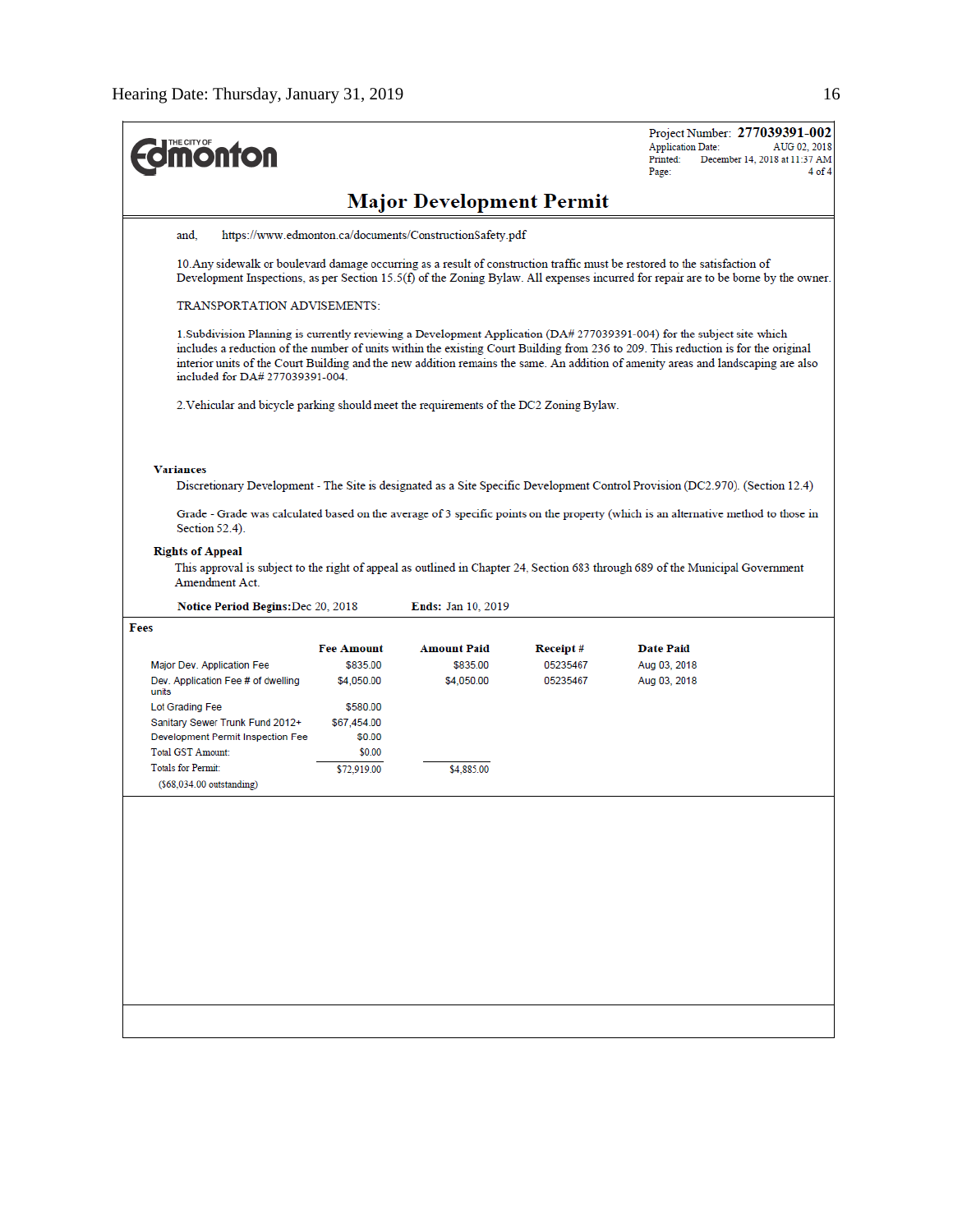THE CITY OF Edmonton

Project Number: **277039391-002**
Application Date: AUG 02, 2018
Printed: December 14, 2018 at 11:37 AM
Page: 4 of 4

# Major Development Permit

and, https://www.edmonton.ca/documents/ConstructionSafety.pdf

10. Any sidewalk or boulevard damage occurring as a result of construction traffic must be restored to the satisfaction of Development Inspections, as per Section 15.5(f) of the Zoning Bylaw. All expenses incurred for repair are to be borne by the owner.

TRANSPORTATION ADVISEMENTS:

1. Subdivision Planning is currently reviewing a Development Application (DA# 277039391-004) for the subject site which includes a reduction of the number of units within the existing Court Building from 236 to 209. This reduction is for the original interior units of the Court Building and the new addition remains the same. An addition of amenity areas and landscaping are also included for DA# 277039391-004.

2. Vehicular and bicycle parking should meet the requirements of the DC2 Zoning Bylaw.

**Variances**

Discretionary Development - The Site is designated as a Site Specific Development Control Provision (DC2.970). (Section 12.4)

Grade - Grade was calculated based on the average of 3 specific points on the property (which is an alternative method to those in Section 52.4).

**Rights of Appeal**

This approval is subject to the right of appeal as outlined in Chapter 24, Section 683 through 689 of the Municipal Government Amendment Act.

**Notice Period Begins:** Dec 20, 2018 **Ends:** Jan 10, 2019

**Fees**

| | Fee Amount | Amount Paid | Receipt # | Date Paid |
|---|---|---|---|---|
| Major Dev. Application Fee | $835.00 | $835.00 | 05235467 | Aug 03, 2018 |
| Dev. Application Fee # of dwelling units | $4,050.00 | $4,050.00 | 05235467 | Aug 03, 2018 |
| Lot Grading Fee | $580.00 | | | |
| Sanitary Sewer Trunk Fund 2012+ | $67,454.00 | | | |
| Development Permit Inspection Fee | $0.00 | | | |
| Total GST Amount: | $0.00 | | | |
| Totals for Permit: | $72,919.00 | $4,885.00 | | |
| ($68,034.00 outstanding) | | | | |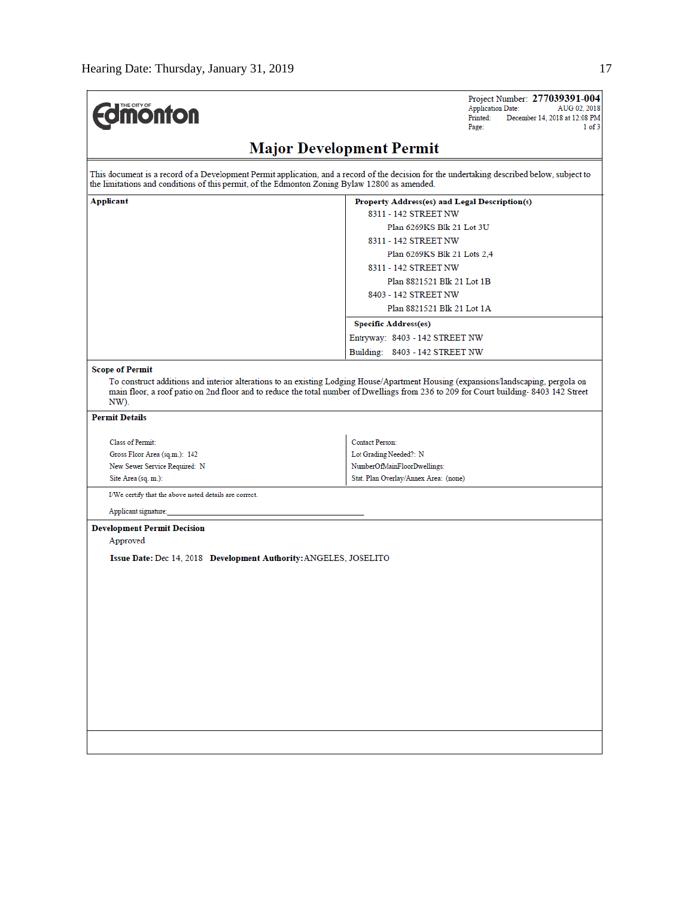Project Number: **277039391-004**
Application Date: AUG 02, 2018
Printed: December 14, 2018 at 12:08 PM
Page: 1 of 3

# Major Development Permit

This document is a record of a Development Permit application, and a record of the decision for the undertaking described below, subject to the limitations and conditions of this permit, of the Edmonton Zoning Bylaw 12800 as amended.

| **Applicant** | **Property Address(es) and Legal Description(s)** |
|---|---|
| | 8311 - 142 STREET NW<br>Plan 6269KS Blk 21 Lot 3U<br>8311 - 142 STREET NW<br>Plan 6269KS Blk 21 Lots 2,4<br>8311 - 142 STREET NW<br>Plan 8821521 Blk 21 Lot 1B<br>8403 - 142 STREET NW<br>Plan 8821521 Blk 21 Lot 1A |
| | **Specific Address(es)**<br>Entryway: 8403 - 142 STREET NW<br>Building: 8403 - 142 STREET NW |

**Scope of Permit**

To construct additions and interior alterations to an existing Lodging House/Apartment Housing (expansions/landscaping, pergola on main floor, a roof patio on 2nd floor and to reduce the total number of Dwellings from 236 to 209 for Court building- 8403 142 Street NW).

**Permit Details**

| | |
|---|---|
| Class of Permit: | Contact Person: |
| Gross Floor Area (sq.m.): 142 | Lot Grading Needed?: N |
| New Sewer Service Required: N | NumberOfMainFloorDwellings: |
| Site Area (sq. m.): | Stat. Plan Overlay/Annex Area: (none) |

I/We certify that the above noted details are correct.

Applicant signature:_______________________________________________

**Development Permit Decision**

Approved

**Issue Date:** Dec 14, 2018 **Development Authority:** ANGELES, JOSELITO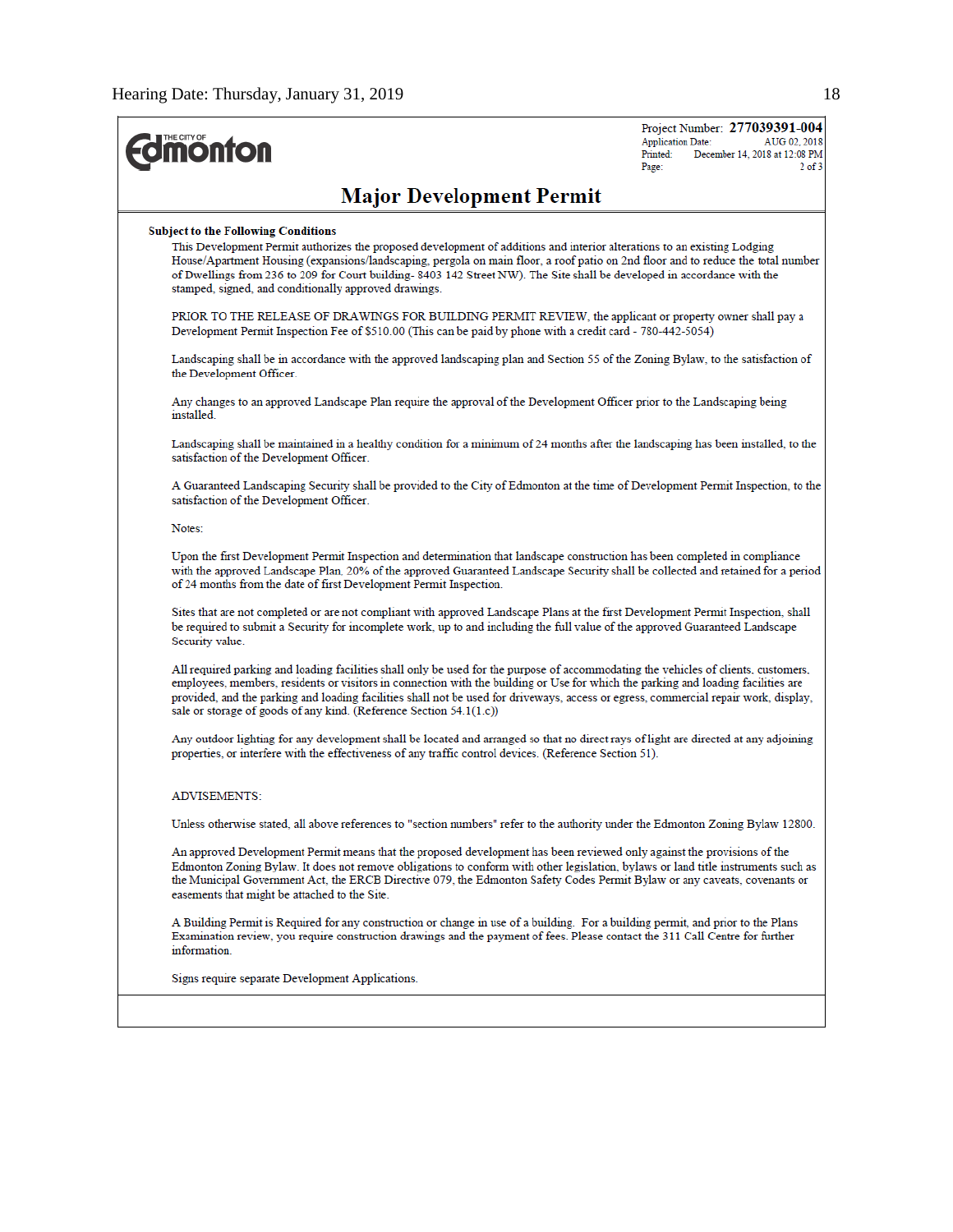Project Number: **277039391-004**
Application Date: AUG 02, 2018
Printed: December 14, 2018 at 12:08 PM
Page: 2 of 3

# Major Development Permit

**Subject to the Following Conditions**

This Development Permit authorizes the proposed development of additions and interior alterations to an existing Lodging House/Apartment Housing (expansions/landscaping, pergola on main floor, a roof patio on 2nd floor and to reduce the total number of Dwellings from 236 to 209 for Court building- 8403 142 Street NW). The Site shall be developed in accordance with the stamped, signed, and conditionally approved drawings.

PRIOR TO THE RELEASE OF DRAWINGS FOR BUILDING PERMIT REVIEW, the applicant or property owner shall pay a Development Permit Inspection Fee of $510.00 (This can be paid by phone with a credit card - 780-442-5054)

Landscaping shall be in accordance with the approved landscaping plan and Section 55 of the Zoning Bylaw, to the satisfaction of the Development Officer.

Any changes to an approved Landscape Plan require the approval of the Development Officer prior to the Landscaping being installed.

Landscaping shall be maintained in a healthy condition for a minimum of 24 months after the landscaping has been installed, to the satisfaction of the Development Officer.

A Guaranteed Landscaping Security shall be provided to the City of Edmonton at the time of Development Permit Inspection, to the satisfaction of the Development Officer.

Notes:

Upon the first Development Permit Inspection and determination that landscape construction has been completed in compliance with the approved Landscape Plan, 20% of the approved Guaranteed Landscape Security shall be collected and retained for a period of 24 months from the date of first Development Permit Inspection.

Sites that are not completed or are not compliant with approved Landscape Plans at the first Development Permit Inspection, shall be required to submit a Security for incomplete work, up to and including the full value of the approved Guaranteed Landscape Security value.

All required parking and loading facilities shall only be used for the purpose of accommodating the vehicles of clients, customers, employees, members, residents or visitors in connection with the building or Use for which the parking and loading facilities are provided, and the parking and loading facilities shall not be used for driveways, access or egress, commercial repair work, display, sale or storage of goods of any kind. (Reference Section 54.1(1.c))

Any outdoor lighting for any development shall be located and arranged so that no direct rays of light are directed at any adjoining properties, or interfere with the effectiveness of any traffic control devices. (Reference Section 51).

ADVISEMENTS:

Unless otherwise stated, all above references to "section numbers" refer to the authority under the Edmonton Zoning Bylaw 12800.

An approved Development Permit means that the proposed development has been reviewed only against the provisions of the Edmonton Zoning Bylaw. It does not remove obligations to conform with other legislation, bylaws or land title instruments such as the Municipal Government Act, the ERCB Directive 079, the Edmonton Safety Codes Permit Bylaw or any caveats, covenants or easements that might be attached to the Site.

A Building Permit is Required for any construction or change in use of a building. For a building permit, and prior to the Plans Examination review, you require construction drawings and the payment of fees. Please contact the 311 Call Centre for further information.

Signs require separate Development Applications.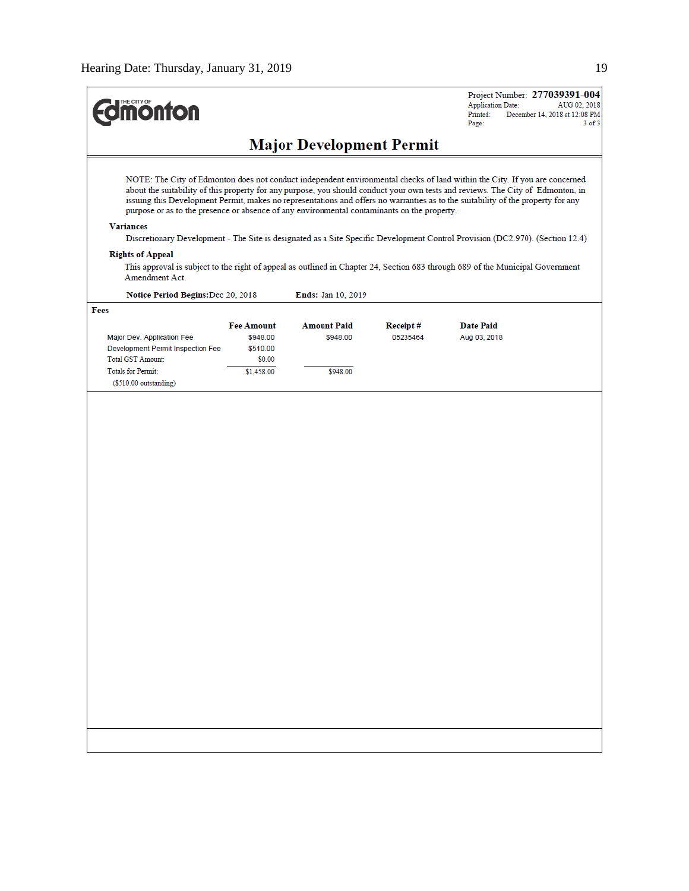THE CITY OF Edmonton

Project Number: **277039391-004**
Application Date: AUG 02, 2018
Printed: December 14, 2018 at 12:08 PM
Page: 3 of 3

# Major Development Permit

NOTE: The City of Edmonton does not conduct independent environmental checks of land within the City. If you are concerned about the suitability of this property for any purpose, you should conduct your own tests and reviews. The City of Edmonton, in issuing this Development Permit, makes no representations and offers no warranties as to the suitability of the property for any purpose or as to the presence or absence of any environmental contaminants on the property.

**Variances**

Discretionary Development - The Site is designated as a Site Specific Development Control Provision (DC2.970). (Section 12.4)

**Rights of Appeal**

This approval is subject to the right of appeal as outlined in Chapter 24, Section 683 through 689 of the Municipal Government Amendment Act.

**Notice Period Begins:** Dec 20, 2018 **Ends:** Jan 10, 2019

**Fees**

| | Fee Amount | Amount Paid | Receipt # | Date Paid |
|---|---|---|---|---|
| Major Dev. Application Fee | $948.00 | $948.00 | 05235464 | Aug 03, 2018 |
| Development Permit Inspection Fee | $510.00 | | | |
| Total GST Amount: | $0.00 | | | |
| Totals for Permit: | $1,458.00 | $948.00 | | |
| ($510.00 outstanding) | | | | |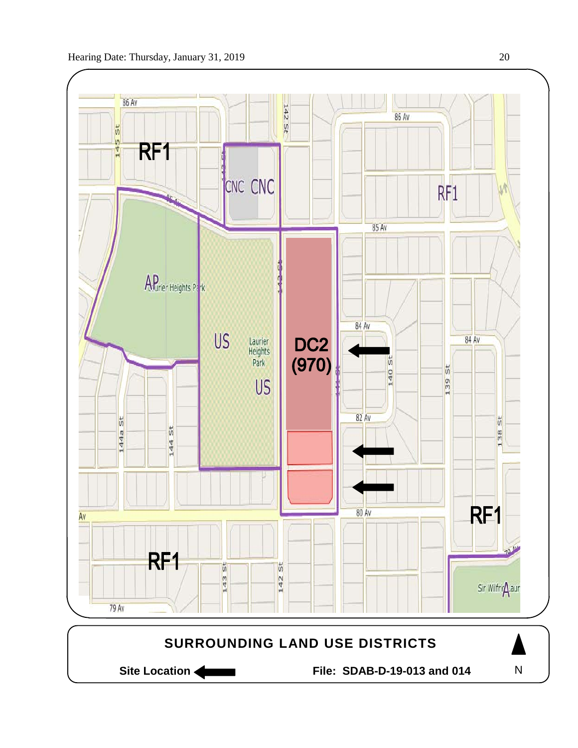RF1

CNC CNC

RF1

AP

US

Laurier Heights Park

US

DC2 (970)

RF1

RF1

86 Av

85 Av

84 Av

82 Av

80 Av

79 Av

145 St

143 St

142 St

141 St

140 St

139 St

138 St

144a St

144 St

Laurier Heights Park

Sir Wilfrid Laur

## SURROUNDING LAND USE DISTRICTS

**Site Location** ←

**File: SDAB-D-19-013 and 014**

N